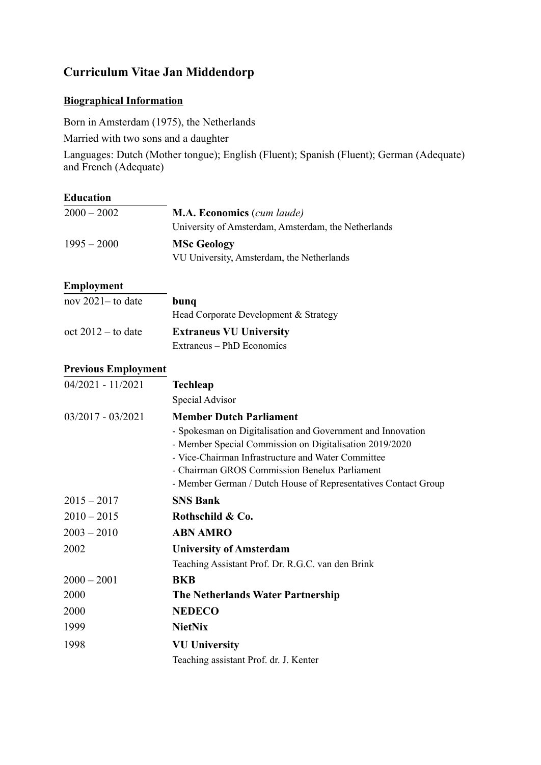# Curriculum Vitae Jan Middendorp

## Biographical Information

Born in Amsterdam (1975), the Netherlands

Married with two sons and a daughter

Languages: Dutch (Mother tongue); English (Fluent); Spanish (Fluent); German (Adequate) and French (Adequate)

### Education

| | |
|---|---|
| 2000 – 2002 | **M.A. Economics** (*cum laude)*<br>University of Amsterdam, Amsterdam, the Netherlands |
| 1995 – 2000 | **MSc Geology**<br>VU University, Amsterdam, the Netherlands |

### Employment

| | |
|---|---|
| nov 2021– to date | **bunq**<br>Head Corporate Development & Strategy |
| oct 2012 – to date | **Extraneus VU University**<br>Extraneus – PhD Economics |

### Previous Employment

| | |
|---|---|
| 04/2021 - 11/2021 | **Techleap**<br>Special Advisor |
| 03/2017 - 03/2021 | **Member Dutch Parliament**<br>- Spokesman on Digitalisation and Government and Innovation<br>- Member Special Commission on Digitalisation 2019/2020<br>- Vice-Chairman Infrastructure and Water Committee<br>- Chairman GROS Commission Benelux Parliament<br>- Member German / Dutch House of Representatives Contact Group |
| 2015 – 2017 | **SNS Bank** |
| 2010 – 2015 | **Rothschild & Co.** |
| 2003 – 2010 | **ABN AMRO** |
| 2002 | **University of Amsterdam**<br>Teaching Assistant Prof. Dr. R.G.C. van den Brink |
| 2000 – 2001 | **BKB** |
| 2000 | **The Netherlands Water Partnership** |
| 2000 | **NEDECO** |
| 1999 | **NietNix** |
| 1998 | **VU University**<br>Teaching assistant Prof. dr. J. Kenter |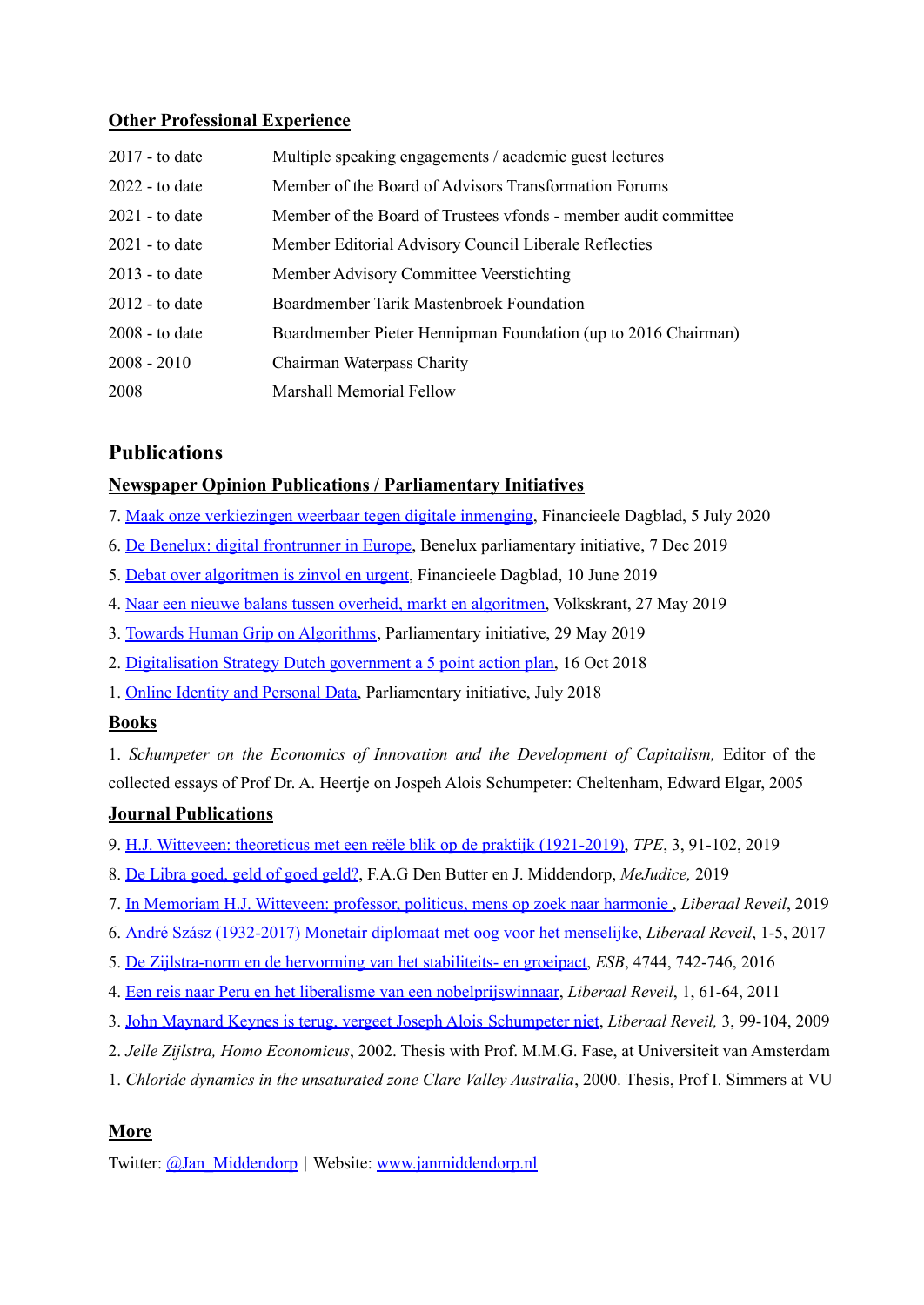## Other Professional Experience

| | |
|---|---|
| 2017 - to date | Multiple speaking engagements / academic guest lectures |
| 2022 - to date | Member of the Board of Advisors Transformation Forums |
| 2021 - to date | Member of the Board of Trustees vfonds - member audit committee |
| 2021 - to date | Member Editorial Advisory Council Liberale Reflecties |
| 2013 - to date | Member Advisory Committee Veerstichting |
| 2012 - to date | Boardmember Tarik Mastenbroek Foundation |
| 2008 - to date | Boardmember Pieter Hennipman Foundation (up to 2016 Chairman) |
| 2008 - 2010 | Chairman Waterpass Charity |
| 2008 | Marshall Memorial Fellow |

# Publications

## Newspaper Opinion Publications / Parliamentary Initiatives

7. Maak onze verkiezingen weerbaar tegen digitale inmenging, Financieele Dagblad, 5 July 2020
6. De Benelux: digital frontrunner in Europe, Benelux parliamentary initiative, 7 Dec 2019
5. Debat over algoritmen is zinvol en urgent, Financieele Dagblad, 10 June 2019
4. Naar een nieuwe balans tussen overheid, markt en algoritmen, Volkskrant, 27 May 2019
3. Towards Human Grip on Algorithms, Parliamentary initiative, 29 May 2019
2. Digitalisation Strategy Dutch government a 5 point action plan, 16 Oct 2018
1. Online Identity and Personal Data, Parliamentary initiative, July 2018

## Books

1. *Schumpeter on the Economics of Innovation and the Development of Capitalism,* Editor of the collected essays of Prof Dr. A. Heertje on Jospeph Alois Schumpeter: Cheltenham, Edward Elgar, 2005

## Journal Publications

9. H.J. Witteveen: theoreticus met een reële blik op de praktijk (1921-2019), *TPE*, 3, 91-102, 2019
8. De Libra goed, geld of goed geld?, F.A.G Den Butter en J. Middendorp, *MeJudice,* 2019
7. In Memoriam H.J. Witteveen: professor, politicus, mens op zoek naar harmonie , *Liberaal Reveil*, 2019
6. André Szász (1932-2017) Monetair diplomaat met oog voor het menselijke, *Liberaal Reveil*, 1-5, 2017
5. De Zijlstra-norm en de hervorming van het stabiliteits- en groeipact, *ESB*, 4744, 742-746, 2016
4. Een reis naar Peru en het liberalisme van een nobelprijswinnaar, *Liberaal Reveil*, 1, 61-64, 2011
3. John Maynard Keynes is terug, vergeet Joseph Alois Schumpeter niet, *Liberaal Reveil,* 3, 99-104, 2009
2. *Jelle Zijlstra, Homo Economicus*, 2002. Thesis with Prof. M.M.G. Fase, at Universiteit van Amsterdam
1. *Chloride dynamics in the unsaturated zone Clare Valley Australia*, 2000. Thesis, Prof I. Simmers at VU

## More

Twitter: @Jan_Middendorp | Website: www.janmiddendorp.nl